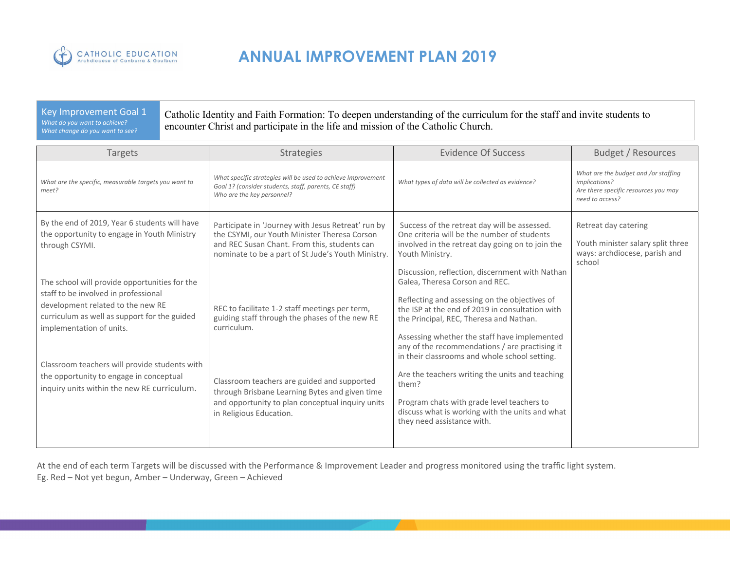CATHOLIC EDUCATION
Archdiocese of Canberra & Goulburn

# ANNUAL IMPROVEMENT PLAN 2019

| Key Improvement Goal 1<br>*What do you want to achieve?*<br>*What change do you want to see?* | Catholic Identity and Faith Formation: To deepen understanding of the curriculum for the staff and invite students to encounter Christ and participate in the life and mission of the Catholic Church. |
|---|---|

| Targets | Strategies | Evidence Of Success | Budget / Resources |
|---|---|---|---|
| *What are the specific, measurable targets you want to meet?* | *What specific strategies will be used to achieve Improvement Goal 1? (consider students, staff, parents, CE staff)*<br>*Who are the key personnel?* | *What types of data will be collected as evidence?* | *What are the budget and /or staffing implications?*<br>*Are there specific resources you may need to access?* |
| By the end of 2019, Year 6 students will have the opportunity to engage in Youth Ministry through CSYMI.<br><br>The school will provide opportunities for the staff to be involved in professional development related to the new RE curriculum as well as support for the guided implementation of units.<br><br>Classroom teachers will provide students with the opportunity to engage in conceptual inquiry units within the new RE curriculum. | Participate in 'Journey with Jesus Retreat' run by the CSYMI, our Youth Minister Theresa Corson and REC Susan Chant. From this, students can nominate to be a part of St Jude's Youth Ministry.<br><br>REC to facilitate 1-2 staff meetings per term, guiding staff through the phases of the new RE curriculum.<br><br>Classroom teachers are guided and supported through Brisbane Learning Bytes and given time and opportunity to plan conceptual inquiry units in Religious Education. | Success of the retreat day will be assessed. One criteria will be the number of students involved in the retreat day going on to join the Youth Ministry.<br><br>Discussion, reflection, discernment with Nathan Galea, Theresa Corson and REC.<br><br>Reflecting and assessing on the objectives of the ISP at the end of 2019 in consultation with the Principal, REC, Theresa and Nathan.<br><br>Assessing whether the staff have implemented any of the recommendations / are practising it in their classrooms and whole school setting.<br><br>Are the teachers writing the units and teaching them?<br><br>Program chats with grade level teachers to discuss what is working with the units and what they need assistance with. | Retreat day catering<br><br>Youth minister salary split three ways: archdiocese, parish and school |

At the end of each term Targets will be discussed with the Performance & Improvement Leader and progress monitored using the traffic light system.
Eg. Red – Not yet begun, Amber – Underway, Green – Achieved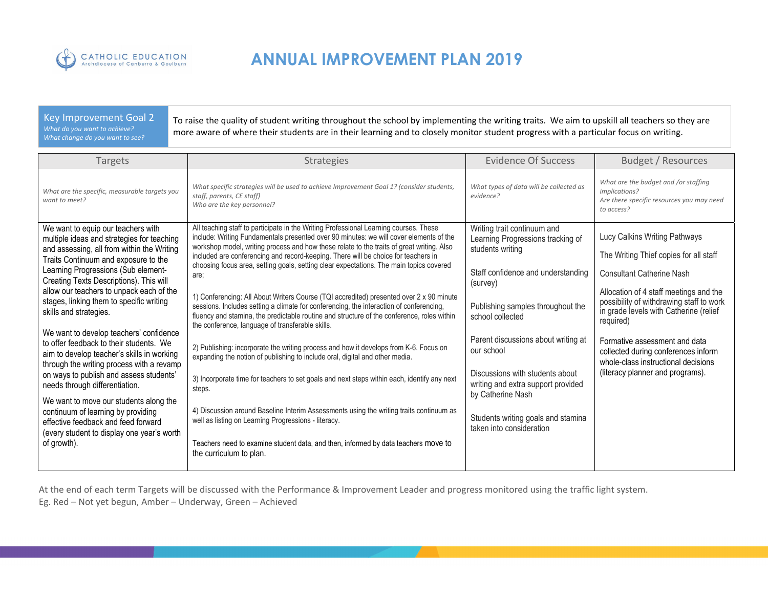# ANNUAL IMPROVEMENT PLAN 2019

| Key Improvement Goal 2<br>*What do you want to achieve?*<br>*What change do you want to see?* | To raise the quality of student writing throughout the school by implementing the writing traits. We aim to upskill all teachers so they are more aware of where their students are in their learning and to closely monitor student progress with a particular focus on writing. |
|---|---|

| Targets | Strategies | Evidence Of Success | Budget / Resources |
|---|---|---|---|
| *What are the specific, measurable targets you want to meet?* | *What specific strategies will be used to achieve Improvement Goal 1? (consider students, staff, parents, CE staff)*<br>*Who are the key personnel?* | *What types of data will be collected as evidence?* | *What are the budget and /or staffing implications?*<br>*Are there specific resources you may need to access?* |
| We want to equip our teachers with multiple ideas and strategies for teaching and assessing, all from within the Writing Traits Continuum and exposure to the Learning Progressions (Sub element- Creating Texts Descriptions). This will allow our teachers to unpack each of the stages, linking them to specific writing skills and strategies.<br><br>We want to develop teachers' confidence to offer feedback to their students. We aim to develop teacher's skills in working through the writing process with a revamp on ways to publish and assess students' needs through differentiation.<br><br>We want to move our students along the continuum of learning by providing effective feedback and feed forward (every student to display one year's worth of growth). | All teaching staff to participate in the Writing Professional Learning courses. These include: Writing Fundamentals presented over 90 minutes: we will cover elements of the workshop model, writing process and how these relate to the traits of great writing. Also included are conferencing and record-keeping. There will be choice for teachers in choosing focus area, setting goals, setting clear expectations. The main topics covered are;<br><br>1) Conferencing: All About Writers Course (TQI accredited) presented over 2 x 90 minute sessions. Includes setting a climate for conferencing, the interaction of conferencing, fluency and stamina, the predictable routine and structure of the conference, roles within the conference, language of transferable skills.<br><br>2) Publishing: incorporate the writing process and how it develops from K-6. Focus on expanding the notion of publishing to include oral, digital and other media.<br><br>3) Incorporate time for teachers to set goals and next steps within each, identify any next steps.<br><br>4) Discussion around Baseline Interim Assessments using the writing traits continuum as well as listing on Learning Progressions - literacy.<br><br>Teachers need to examine student data, and then, informed by data teachers move to the curriculum to plan. | Writing trait continuum and Learning Progressions tracking of students writing<br><br>Staff confidence and understanding (survey)<br><br>Publishing samples throughout the school collected<br><br>Parent discussions about writing at our school<br><br>Discussions with students about writing and extra support provided by Catherine Nash<br><br>Students writing goals and stamina taken into consideration | Lucy Calkins Writing Pathways<br><br>The Writing Thief copies for all staff<br><br>Consultant Catherine Nash<br><br>Allocation of 4 staff meetings and the possibility of withdrawing staff to work in grade levels with Catherine (relief required)<br><br>Formative assessment and data collected during conferences inform whole-class instructional decisions (literacy planner and programs). |

At the end of each term Targets will be discussed with the Performance & Improvement Leader and progress monitored using the traffic light system.
Eg. Red – Not yet begun, Amber – Underway, Green – Achieved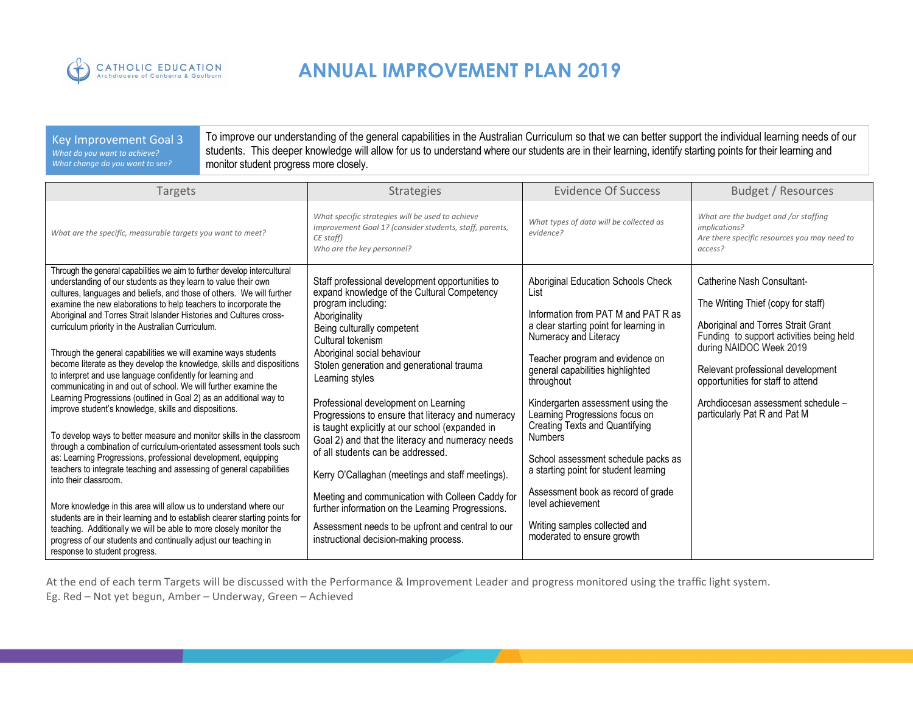# ANNUAL IMPROVEMENT PLAN 2019

| Key Improvement Goal 3<br>*What do you want to achieve?*<br>*What change do you want to see?* | To improve our understanding of the general capabilities in the Australian Curriculum so that we can better support the individual learning needs of our students. This deeper knowledge will allow for us to understand where our students are in their learning, identify starting points for their learning and monitor student progress more closely. |
|---|---|

| Targets | Strategies | Evidence Of Success | Budget / Resources |
|---|---|---|---|
| *What are the specific, measurable targets you want to meet?* | *What specific strategies will be used to achieve Improvement Goal 1? (consider students, staff, parents, CE staff)*<br>*Who are the key personnel?* | *What types of data will be collected as evidence?* | *What are the budget and /or staffing implications?*<br>*Are there specific resources you may need to access?* |
| Through the general capabilities we aim to further develop intercultural understanding of our students as they learn to value their own cultures, languages and beliefs, and those of others. We will further examine the new elaborations to help teachers to incorporate the Aboriginal and Torres Strait Islander Histories and Cultures cross-curriculum priority in the Australian Curriculum.<br><br>Through the general capabilities we will examine ways students become literate as they develop the knowledge, skills and dispositions to interpret and use language confidently for learning and communicating in and out of school. We will further examine the Learning Progressions (outlined in Goal 2) as an additional way to improve student's knowledge, skills and dispositions.<br><br>To develop ways to better measure and monitor skills in the classroom through a combination of curriculum-orientated assessment tools such as: Learning Progressions, professional development, equipping teachers to integrate teaching and assessing of general capabilities into their classroom.<br><br>More knowledge in this area will allow us to understand where our students are in their learning and to establish clearer starting points for teaching. Additionally we will be able to more closely monitor the progress of our students and continually adjust our teaching in response to student progress. | Staff professional development opportunities to expand knowledge of the Cultural Competency program including:<br>Aboriginality<br>Being culturally competent<br>Cultural tokenism<br>Aboriginal social behaviour<br>Stolen generation and generational trauma<br>Learning styles<br><br>Professional development on Learning Progressions to ensure that literacy and numeracy is taught explicitly at our school (expanded in Goal 2) and that the literacy and numeracy needs of all students can be addressed.<br><br>Kerry O'Callaghan (meetings and staff meetings).<br><br>Meeting and communication with Colleen Caddy for further information on the Learning Progressions.<br><br>Assessment needs to be upfront and central to our instructional decision-making process. | Aboriginal Education Schools Check List<br><br>Information from PAT M and PAT R as a clear starting point for learning in Numeracy and Literacy<br><br>Teacher program and evidence on general capabilities highlighted throughout<br><br>Kindergarten assessment using the Learning Progressions focus on Creating Texts and Quantifying Numbers<br><br>School assessment schedule packs as a starting point for student learning<br><br>Assessment book as record of grade level achievement<br><br>Writing samples collected and moderated to ensure growth | Catherine Nash Consultant-<br><br>The Writing Thief (copy for staff)<br><br>Aboriginal and Torres Strait Grant Funding to support activities being held during NAIDOC Week 2019<br><br>Relevant professional development opportunities for staff to attend<br><br>Archdiocesan assessment schedule – particularly Pat R and Pat M |

At the end of each term Targets will be discussed with the Performance & Improvement Leader and progress monitored using the traffic light system.
Eg. Red – Not yet begun, Amber – Underway, Green – Achieved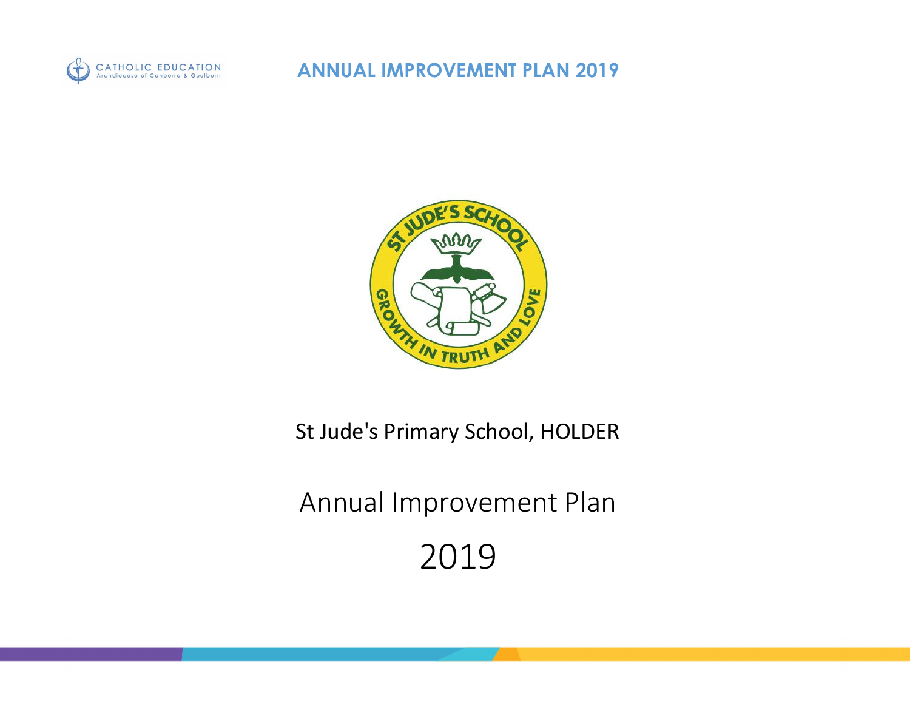# ANNUAL IMPROVEMENT PLAN 2019

St Jude's Primary School, HOLDER

Annual Improvement Plan

2019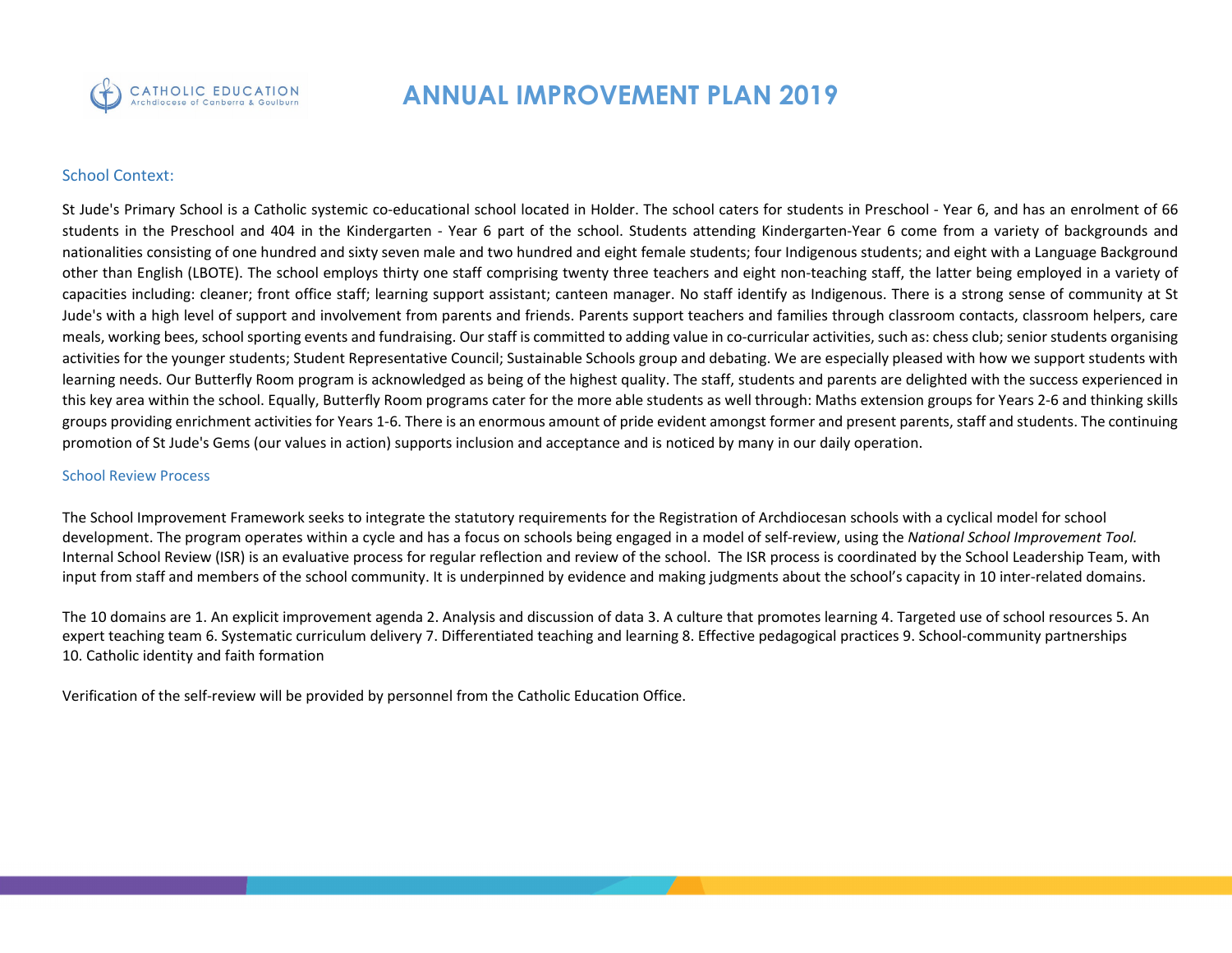# ANNUAL IMPROVEMENT PLAN 2019

## School Context:

St Jude's Primary School is a Catholic systemic co-educational school located in Holder. The school caters for students in Preschool - Year 6, and has an enrolment of 66 students in the Preschool and 404 in the Kindergarten - Year 6 part of the school. Students attending Kindergarten-Year 6 come from a variety of backgrounds and nationalities consisting of one hundred and sixty seven male and two hundred and eight female students; four Indigenous students; and eight with a Language Background other than English (LBOTE). The school employs thirty one staff comprising twenty three teachers and eight non-teaching staff, the latter being employed in a variety of capacities including: cleaner; front office staff; learning support assistant; canteen manager. No staff identify as Indigenous. There is a strong sense of community at St Jude's with a high level of support and involvement from parents and friends. Parents support teachers and families through classroom contacts, classroom helpers, care meals, working bees, school sporting events and fundraising. Our staff is committed to adding value in co-curricular activities, such as: chess club; senior students organising activities for the younger students; Student Representative Council; Sustainable Schools group and debating. We are especially pleased with how we support students with learning needs. Our Butterfly Room program is acknowledged as being of the highest quality. The staff, students and parents are delighted with the success experienced in this key area within the school. Equally, Butterfly Room programs cater for the more able students as well through: Maths extension groups for Years 2-6 and thinking skills groups providing enrichment activities for Years 1-6. There is an enormous amount of pride evident amongst former and present parents, staff and students. The continuing promotion of St Jude's Gems (our values in action) supports inclusion and acceptance and is noticed by many in our daily operation.

## School Review Process

The School Improvement Framework seeks to integrate the statutory requirements for the Registration of Archdiocesan schools with a cyclical model for school development. The program operates within a cycle and has a focus on schools being engaged in a model of self-review, using the *National School Improvement Tool.* Internal School Review (ISR) is an evaluative process for regular reflection and review of the school. The ISR process is coordinated by the School Leadership Team, with input from staff and members of the school community. It is underpinned by evidence and making judgments about the school's capacity in 10 inter-related domains.

The 10 domains are 1. An explicit improvement agenda 2. Analysis and discussion of data 3. A culture that promotes learning 4. Targeted use of school resources 5. An expert teaching team 6. Systematic curriculum delivery 7. Differentiated teaching and learning 8. Effective pedagogical practices 9. School-community partnerships 10. Catholic identity and faith formation

Verification of the self-review will be provided by personnel from the Catholic Education Office.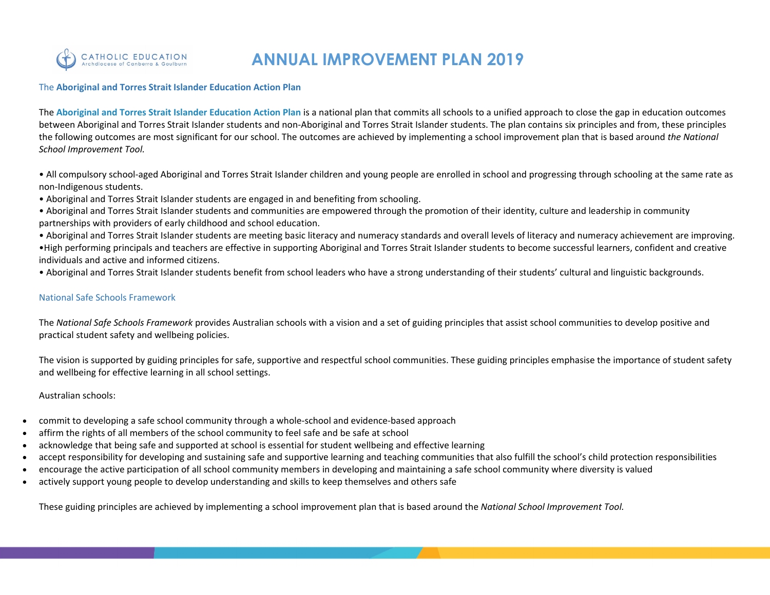# ANNUAL IMPROVEMENT PLAN 2019

## The **Aboriginal and Torres Strait Islander Education Action Plan**

The **Aboriginal and Torres Strait Islander Education Action Plan** is a national plan that commits all schools to a unified approach to close the gap in education outcomes between Aboriginal and Torres Strait Islander students and non-Aboriginal and Torres Strait Islander students. The plan contains six principles and from, these principles the following outcomes are most significant for our school. The outcomes are achieved by implementing a school improvement plan that is based around *the National School Improvement Tool.*

• All compulsory school-aged Aboriginal and Torres Strait Islander children and young people are enrolled in school and progressing through schooling at the same rate as non-Indigenous students.
• Aboriginal and Torres Strait Islander students are engaged in and benefiting from schooling.
• Aboriginal and Torres Strait Islander students and communities are empowered through the promotion of their identity, culture and leadership in community partnerships with providers of early childhood and school education.
• Aboriginal and Torres Strait Islander students are meeting basic literacy and numeracy standards and overall levels of literacy and numeracy achievement are improving.
•High performing principals and teachers are effective in supporting Aboriginal and Torres Strait Islander students to become successful learners, confident and creative individuals and active and informed citizens.
• Aboriginal and Torres Strait Islander students benefit from school leaders who have a strong understanding of their students' cultural and linguistic backgrounds.

## National Safe Schools Framework

The *National Safe Schools Framework* provides Australian schools with a vision and a set of guiding principles that assist school communities to develop positive and practical student safety and wellbeing policies.

The vision is supported by guiding principles for safe, supportive and respectful school communities. These guiding principles emphasise the importance of student safety and wellbeing for effective learning in all school settings.

Australian schools:

- commit to developing a safe school community through a whole-school and evidence-based approach
- affirm the rights of all members of the school community to feel safe and be safe at school
- acknowledge that being safe and supported at school is essential for student wellbeing and effective learning
- accept responsibility for developing and sustaining safe and supportive learning and teaching communities that also fulfill the school's child protection responsibilities
- encourage the active participation of all school community members in developing and maintaining a safe school community where diversity is valued
- actively support young people to develop understanding and skills to keep themselves and others safe

These guiding principles are achieved by implementing a school improvement plan that is based around the *National School Improvement Tool.*